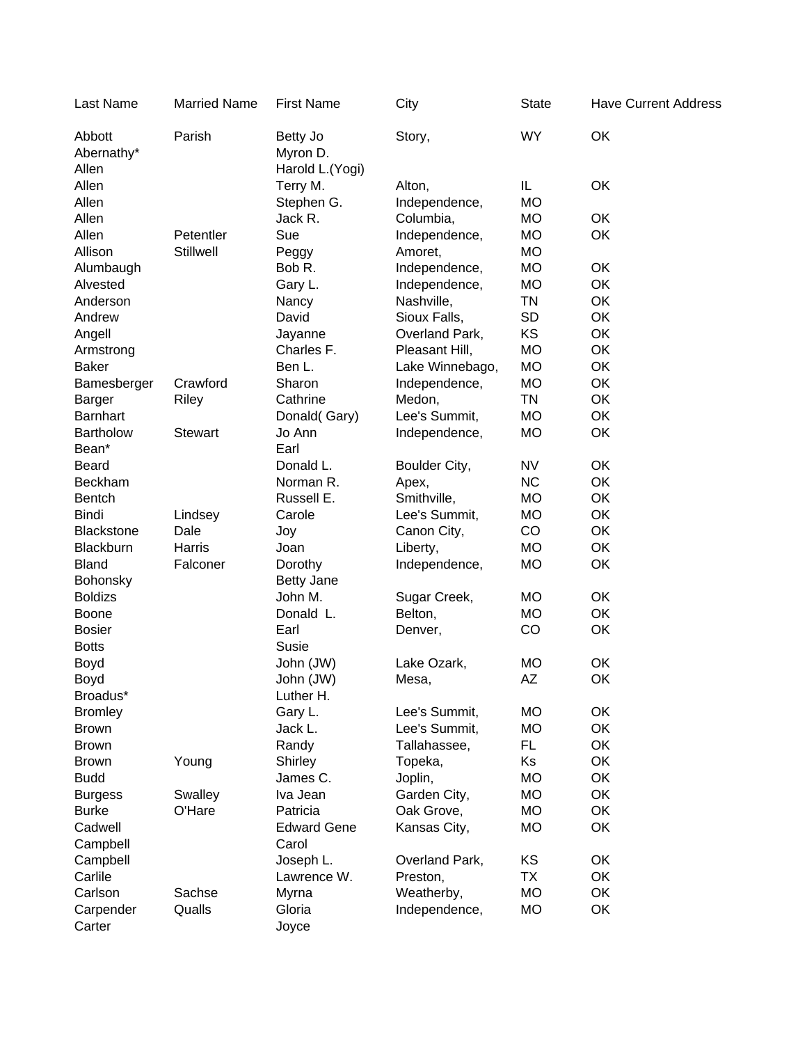| Last Name | Married Name | First Name | City | State | Have Current Address |
| --- | --- | --- | --- | --- | --- |
| Abbott | Parish | Betty Jo | Story, | WY | OK |
| Abernathy* | | Myron D. | | | |
| Allen | | Harold L.(Yogi) | | | |
| Allen | | Terry M. | Alton, | IL | OK |
| Allen | | Stephen G. | Independence, | MO | |
| Allen | | Jack R. | Columbia, | MO | OK |
| Allen | Petentler | Sue | Independence, | MO | OK |
| Allison | Stillwell | Peggy | Amoret, | MO | |
| Alumbaugh | | Bob R. | Independence, | MO | OK |
| Alvested | | Gary L. | Independence, | MO | OK |
| Anderson | | Nancy | Nashville, | TN | OK |
| Andrew | | David | Sioux Falls, | SD | OK |
| Angell | | Jayanne | Overland Park, | KS | OK |
| Armstrong | | Charles F. | Pleasant Hill, | MO | OK |
| Baker | | Ben L. | Lake Winnebago, | MO | OK |
| Bamesberger | Crawford | Sharon | Independence, | MO | OK |
| Barger | Riley | Cathrine | Medon, | TN | OK |
| Barnhart | | Donald( Gary) | Lee's Summit, | MO | OK |
| Bartholow | Stewart | Jo Ann | Independence, | MO | OK |
| Bean* | | Earl | | | |
| Beard | | Donald L. | Boulder City, | NV | OK |
| Beckham | | Norman R. | Apex, | NC | OK |
| Bentch | | Russell E. | Smithville, | MO | OK |
| Bindi | Lindsey | Carole | Lee's Summit, | MO | OK |
| Blackstone | Dale | Joy | Canon City, | CO | OK |
| Blackburn | Harris | Joan | Liberty, | MO | OK |
| Bland | Falconer | Dorothy | Independence, | MO | OK |
| Bohonsky | | Betty Jane | | | |
| Boldizs | | John M. | Sugar Creek, | MO | OK |
| Boone | | Donald L. | Belton, | MO | OK |
| Bosier | | Earl | Denver, | CO | OK |
| Botts | | Susie | | | |
| Boyd | | John (JW) | Lake Ozark, | MO | OK |
| Boyd | | John (JW) | Mesa, | AZ | OK |
| Broadus* | | Luther H. | | | |
| Bromley | | Gary L. | Lee's Summit, | MO | OK |
| Brown | | Jack L. | Lee's Summit, | MO | OK |
| Brown | | Randy | Tallahassee, | FL | OK |
| Brown | Young | Shirley | Topeka, | Ks | OK |
| Budd | | James C. | Joplin, | MO | OK |
| Burgess | Swalley | Iva Jean | Garden City, | MO | OK |
| Burke | O'Hare | Patricia | Oak Grove, | MO | OK |
| Cadwell | | Edward Gene | Kansas City, | MO | OK |
| Campbell | | Carol | | | |
| Campbell | | Joseph L. | Overland Park, | KS | OK |
| Carlile | | Lawrence W. | Preston, | TX | OK |
| Carlson | Sachse | Myrna | Weatherby, | MO | OK |
| Carpender | Qualls | Gloria | Independence, | MO | OK |
| Carter | | Joyce | | | |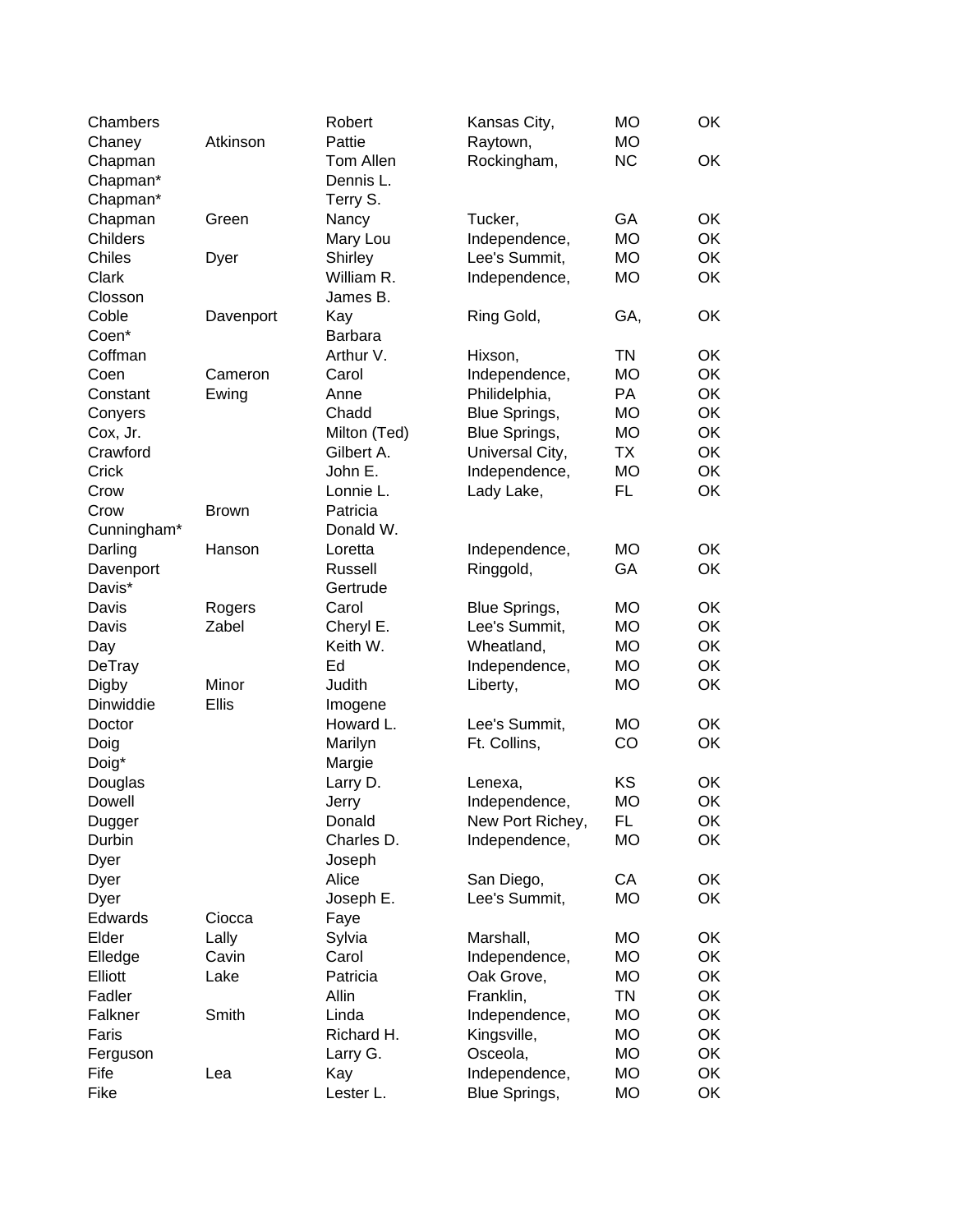| | | | | | |
|---|---|---|---|---|---|
| Chambers | | Robert | Kansas City, | MO | OK |
| Chaney | Atkinson | Pattie | Raytown, | MO | |
| Chapman | | Tom Allen | Rockingham, | NC | OK |
| Chapman* | | Dennis L. | | | |
| Chapman* | | Terry S. | | | |
| Chapman | Green | Nancy | Tucker, | GA | OK |
| Childers | | Mary Lou | Independence, | MO | OK |
| Chiles | Dyer | Shirley | Lee's Summit, | MO | OK |
| Clark | | William R. | Independence, | MO | OK |
| Closson | | James B. | | | |
| Coble | Davenport | Kay | Ring Gold, | GA, | OK |
| Coen* | | Barbara | | | |
| Coffman | | Arthur V. | Hixson, | TN | OK |
| Coen | Cameron | Carol | Independence, | MO | OK |
| Constant | Ewing | Anne | Philidelphia, | PA | OK |
| Conyers | | Chadd | Blue Springs, | MO | OK |
| Cox, Jr. | | Milton (Ted) | Blue Springs, | MO | OK |
| Crawford | | Gilbert A. | Universal City, | TX | OK |
| Crick | | John E. | Independence, | MO | OK |
| Crow | | Lonnie L. | Lady Lake, | FL | OK |
| Crow | Brown | Patricia | | | |
| Cunningham* | | Donald W. | | | |
| Darling | Hanson | Loretta | Independence, | MO | OK |
| Davenport | | Russell | Ringgold, | GA | OK |
| Davis* | | Gertrude | | | |
| Davis | Rogers | Carol | Blue Springs, | MO | OK |
| Davis | Zabel | Cheryl E. | Lee's Summit, | MO | OK |
| Day | | Keith W. | Wheatland, | MO | OK |
| DeTray | | Ed | Independence, | MO | OK |
| Digby | Minor | Judith | Liberty, | MO | OK |
| Dinwiddie | Ellis | Imogene | | | |
| Doctor | | Howard L. | Lee's Summit, | MO | OK |
| Doig | | Marilyn | Ft. Collins, | CO | OK |
| Doig* | | Margie | | | |
| Douglas | | Larry D. | Lenexa, | KS | OK |
| Dowell | | Jerry | Independence, | MO | OK |
| Dugger | | Donald | New Port Richey, | FL | OK |
| Durbin | | Charles D. | Independence, | MO | OK |
| Dyer | | Joseph | | | |
| Dyer | | Alice | San Diego, | CA | OK |
| Dyer | | Joseph E. | Lee's Summit, | MO | OK |
| Edwards | Ciocca | Faye | | | |
| Elder | Lally | Sylvia | Marshall, | MO | OK |
| Elledge | Cavin | Carol | Independence, | MO | OK |
| Elliott | Lake | Patricia | Oak Grove, | MO | OK |
| Fadler | | Allin | Franklin, | TN | OK |
| Falkner | Smith | Linda | Independence, | MO | OK |
| Faris | | Richard H. | Kingsville, | MO | OK |
| Ferguson | | Larry G. | Osceola, | MO | OK |
| Fife | Lea | Kay | Independence, | MO | OK |
| Fike | | Lester L. | Blue Springs, | MO | OK |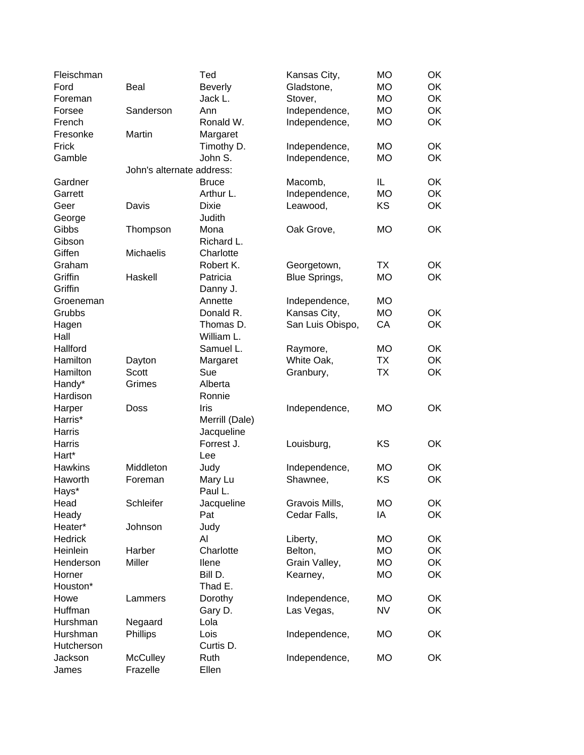| | | | | | |
|---|---|---|---|---|---|
| Fleischman | | Ted | Kansas City, | MO | OK |
| Ford | Beal | Beverly | Gladstone, | MO | OK |
| Foreman | | Jack L. | Stover, | MO | OK |
| Forsee | Sanderson | Ann | Independence, | MO | OK |
| French | | Ronald W. | Independence, | MO | OK |
| Fresonke | Martin | Margaret | | | |
| Frick | | Timothy D. | Independence, | MO | OK |
| Gamble | | John S. | Independence, | MO | OK |
| | John's alternate address: | | | | |
| Gardner | | Bruce | Macomb, | IL | OK |
| Garrett | | Arthur L. | Independence, | MO | OK |
| Geer | Davis | Dixie | Leawood, | KS | OK |
| George | | Judith | | | |
| Gibbs | Thompson | Mona | Oak Grove, | MO | OK |
| Gibson | | Richard L. | | | |
| Giffen | Michaelis | Charlotte | | | |
| Graham | | Robert K. | Georgetown, | TX | OK |
| Griffin | Haskell | Patricia | Blue Springs, | MO | OK |
| Griffin | | Danny J. | | | |
| Groeneman | | Annette | Independence, | MO | |
| Grubbs | | Donald R. | Kansas City, | MO | OK |
| Hagen | | Thomas D. | San Luis Obispo, | CA | OK |
| Hall | | William L. | | | |
| Hallford | | Samuel L. | Raymore, | MO | OK |
| Hamilton | Dayton | Margaret | White Oak, | TX | OK |
| Hamilton | Scott | Sue | Granbury, | TX | OK |
| Handy* | Grimes | Alberta | | | |
| Hardison | | Ronnie | | | |
| Harper | Doss | Iris | Independence, | MO | OK |
| Harris* | | Merrill (Dale) | | | |
| Harris | | Jacqueline | | | |
| Harris | | Forrest J. | Louisburg, | KS | OK |
| Hart* | | Lee | | | |
| Hawkins | Middleton | Judy | Independence, | MO | OK |
| Haworth | Foreman | Mary Lu | Shawnee, | KS | OK |
| Hays* | | Paul L. | | | |
| Head | Schleifer | Jacqueline | Gravois Mills, | MO | OK |
| Heady | | Pat | Cedar Falls, | IA | OK |
| Heater* | Johnson | Judy | | | |
| Hedrick | | Al | Liberty, | MO | OK |
| Heinlein | Harber | Charlotte | Belton, | MO | OK |
| Henderson | Miller | Ilene | Grain Valley, | MO | OK |
| Horner | | Bill D. | Kearney, | MO | OK |
| Houston* | | Thad E. | | | |
| Howe | Lammers | Dorothy | Independence, | MO | OK |
| Huffman | | Gary D. | Las Vegas, | NV | OK |
| Hurshman | Negaard | Lola | | | |
| Hurshman | Phillips | Lois | Independence, | MO | OK |
| Hutcherson | | Curtis D. | | | |
| Jackson | McCulley | Ruth | Independence, | MO | OK |
| James | Frazelle | Ellen | | | |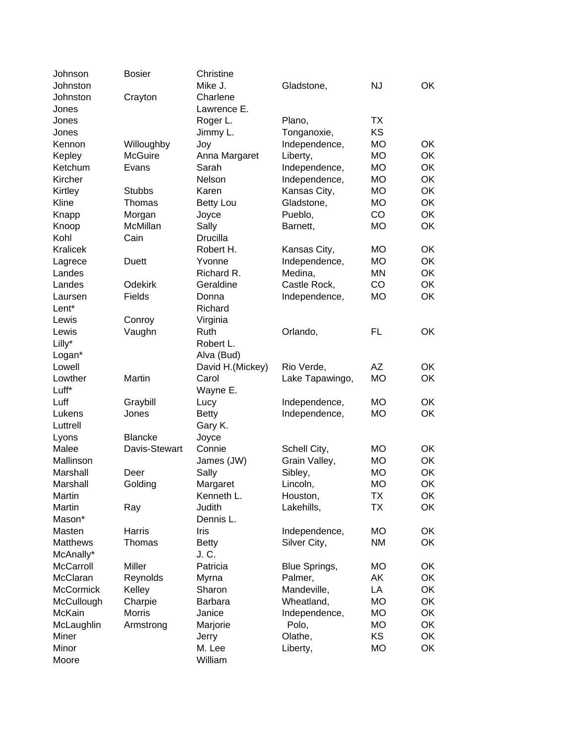| | | | | | |
|---|---|---|---|---|---|
| Johnson | Bosier | Christine | | | |
| Johnston | | Mike J. | Gladstone, | NJ | OK |
| Johnston | Crayton | Charlene | | | |
| Jones | | Lawrence E. | | | |
| Jones | | Roger L. | Plano, | TX | |
| Jones | | Jimmy L. | Tonganoxie, | KS | |
| Kennon | Willoughby | Joy | Independence, | MO | OK |
| Kepley | McGuire | Anna Margaret | Liberty, | MO | OK |
| Ketchum | Evans | Sarah | Independence, | MO | OK |
| Kircher | | Nelson | Independence, | MO | OK |
| Kirtley | Stubbs | Karen | Kansas City, | MO | OK |
| Kline | Thomas | Betty Lou | Gladstone, | MO | OK |
| Knapp | Morgan | Joyce | Pueblo, | CO | OK |
| Knoop | McMillan | Sally | Barnett, | MO | OK |
| Kohl | Cain | Drucilla | | | |
| Kralicek | | Robert H. | Kansas City, | MO | OK |
| Lagrece | Duett | Yvonne | Independence, | MO | OK |
| Landes | | Richard R. | Medina, | MN | OK |
| Landes | Odekirk | Geraldine | Castle Rock, | CO | OK |
| Laursen | Fields | Donna | Independence, | MO | OK |
| Lent* | | Richard | | | |
| Lewis | Conroy | Virginia | | | |
| Lewis | Vaughn | Ruth | Orlando, | FL | OK |
| Lilly* | | Robert L. | | | |
| Logan* | | Alva (Bud) | | | |
| Lowell | | David H.(Mickey) | Rio Verde, | AZ | OK |
| Lowther | Martin | Carol | Lake Tapawingo, | MO | OK |
| Luff* | | Wayne E. | | | |
| Luff | Graybill | Lucy | Independence, | MO | OK |
| Lukens | Jones | Betty | Independence, | MO | OK |
| Luttrell | | Gary K. | | | |
| Lyons | Blancke | Joyce | | | |
| Malee | Davis-Stewart | Connie | Schell City, | MO | OK |
| Mallinson | | James (JW) | Grain Valley, | MO | OK |
| Marshall | Deer | Sally | Sibley, | MO | OK |
| Marshall | Golding | Margaret | Lincoln, | MO | OK |
| Martin | | Kenneth L. | Houston, | TX | OK |
| Martin | Ray | Judith | Lakehills, | TX | OK |
| Mason* | | Dennis L. | | | |
| Masten | Harris | Iris | Independence, | MO | OK |
| Matthews | Thomas | Betty | Silver City, | NM | OK |
| McAnally* | | J. C. | | | |
| McCarroll | Miller | Patricia | Blue Springs, | MO | OK |
| McClaran | Reynolds | Myrna | Palmer, | AK | OK |
| McCormick | Kelley | Sharon | Mandeville, | LA | OK |
| McCullough | Charpie | Barbara | Wheatland, | MO | OK |
| McKain | Morris | Janice | Independence, | MO | OK |
| McLaughlin | Armstrong | Marjorie | Polo, | MO | OK |
| Miner | | Jerry | Olathe, | KS | OK |
| Minor | | M. Lee | Liberty, | MO | OK |
| Moore | | William | | | |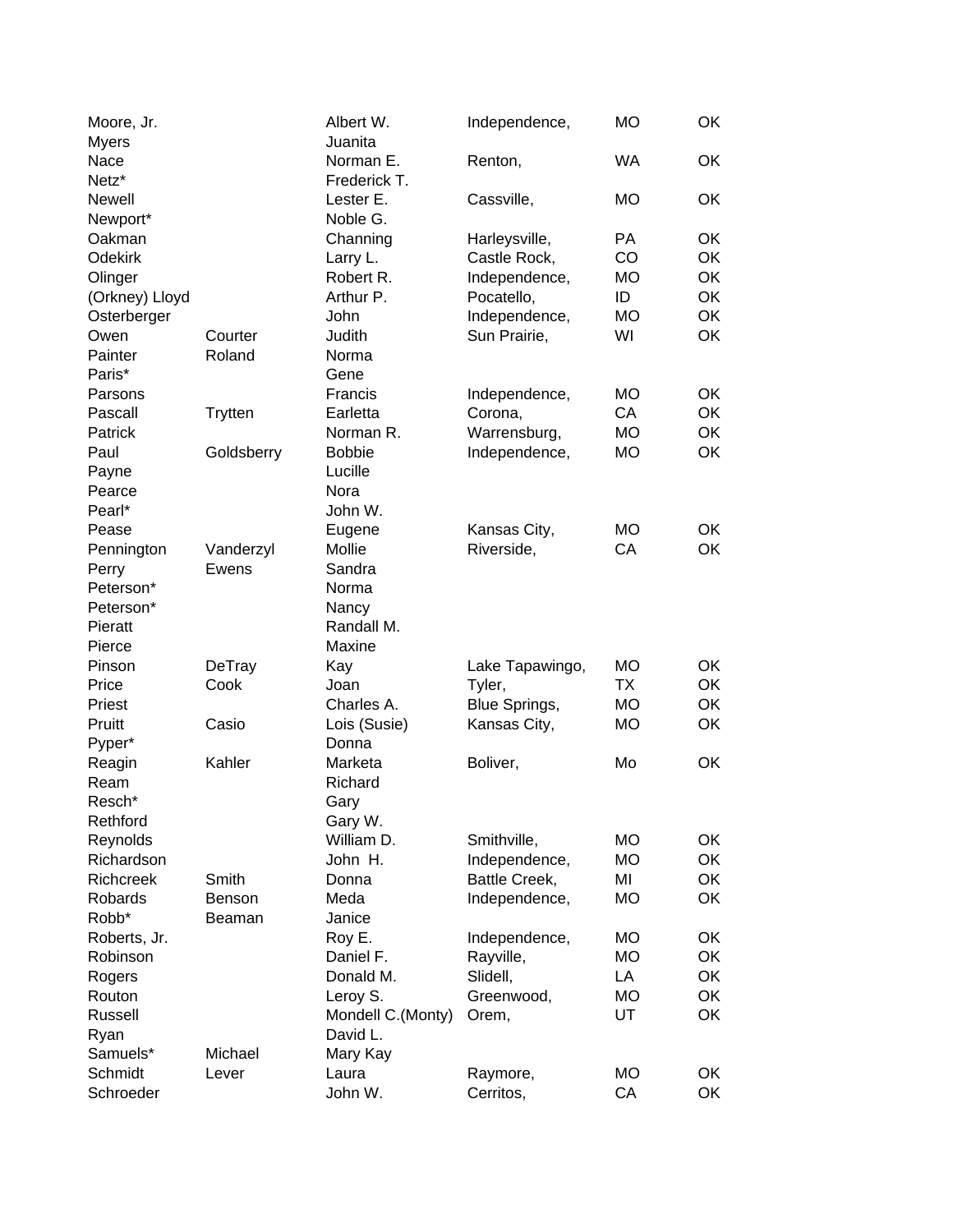| | | | | | |
|---|---|---|---|---|---|
| Moore, Jr. | | Albert W. | Independence, | MO | OK |
| Myers | | Juanita | | | |
| Nace | | Norman E. | Renton, | WA | OK |
| Netz* | | Frederick T. | | | |
| Newell | | Lester E. | Cassville, | MO | OK |
| Newport* | | Noble G. | | | |
| Oakman | | Channing | Harleysville, | PA | OK |
| Odekirk | | Larry L. | Castle Rock, | CO | OK |
| Olinger | | Robert R. | Independence, | MO | OK |
| (Orkney) Lloyd | | Arthur P. | Pocatello, | ID | OK |
| Osterberger | | John | Independence, | MO | OK |
| Owen | Courter | Judith | Sun Prairie, | WI | OK |
| Painter | Roland | Norma | | | |
| Paris* | | Gene | | | |
| Parsons | | Francis | Independence, | MO | OK |
| Pascall | Trytten | Earletta | Corona, | CA | OK |
| Patrick | | Norman R. | Warrensburg, | MO | OK |
| Paul | Goldsberry | Bobbie | Independence, | MO | OK |
| Payne | | Lucille | | | |
| Pearce | | Nora | | | |
| Pearl* | | John W. | | | |
| Pease | | Eugene | Kansas City, | MO | OK |
| Pennington | Vanderzyl | Mollie | Riverside, | CA | OK |
| Perry | Ewens | Sandra | | | |
| Peterson* | | Norma | | | |
| Peterson* | | Nancy | | | |
| Pieratt | | Randall M. | | | |
| Pierce | | Maxine | | | |
| Pinson | DeTray | Kay | Lake Tapawingo, | MO | OK |
| Price | Cook | Joan | Tyler, | TX | OK |
| Priest | | Charles A. | Blue Springs, | MO | OK |
| Pruitt | Casio | Lois (Susie) | Kansas City, | MO | OK |
| Pyper* | | Donna | | | |
| Reagin | Kahler | Marketa | Boliver, | Mo | OK |
| Ream | | Richard | | | |
| Resch* | | Gary | | | |
| Rethford | | Gary W. | | | |
| Reynolds | | William D. | Smithville, | MO | OK |
| Richardson | | John H. | Independence, | MO | OK |
| Richcreek | Smith | Donna | Battle Creek, | MI | OK |
| Robards | Benson | Meda | Independence, | MO | OK |
| Robb* | Beaman | Janice | | | |
| Roberts, Jr. | | Roy E. | Independence, | MO | OK |
| Robinson | | Daniel F. | Rayville, | MO | OK |
| Rogers | | Donald M. | Slidell, | LA | OK |
| Routon | | Leroy S. | Greenwood, | MO | OK |
| Russell | | Mondell C.(Monty) | Orem, | UT | OK |
| Ryan | | David L. | | | |
| Samuels* | Michael | Mary Kay | | | |
| Schmidt | Lever | Laura | Raymore, | MO | OK |
| Schroeder | | John W. | Cerritos, | CA | OK |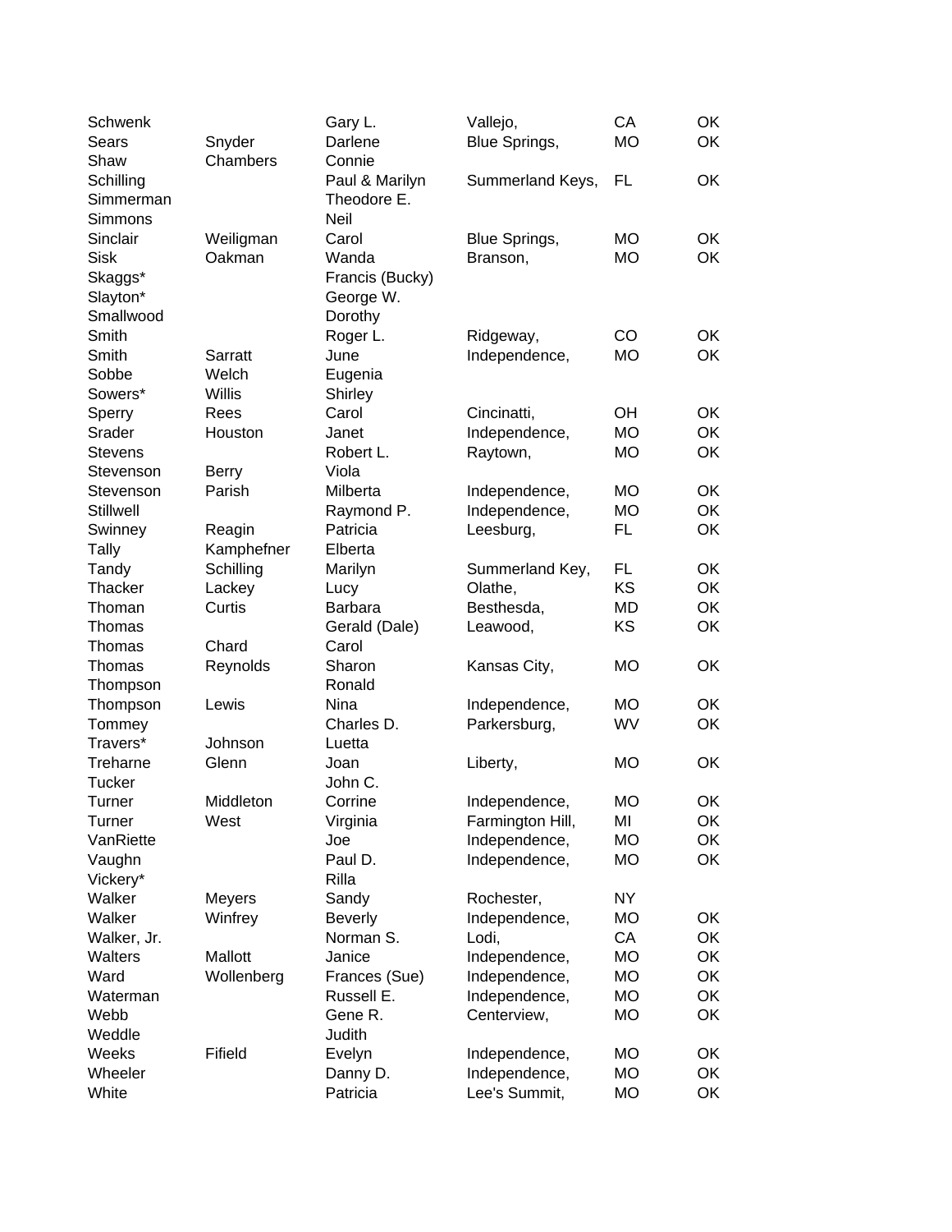| | | | | | |
|---|---|---|---|---|---|
| Schwenk | | Gary L. | Vallejo, | CA | OK |
| Sears | Snyder | Darlene | Blue Springs, | MO | OK |
| Shaw | Chambers | Connie | | | |
| Schilling | | Paul & Marilyn | Summerland Keys, | FL | OK |
| Simmerman | | Theodore E. | | | |
| Simmons | | Neil | | | |
| Sinclair | Weiligman | Carol | Blue Springs, | MO | OK |
| Sisk | Oakman | Wanda | Branson, | MO | OK |
| Skaggs* | | Francis (Bucky) | | | |
| Slayton* | | George W. | | | |
| Smallwood | | Dorothy | | | |
| Smith | | Roger L. | Ridgeway, | CO | OK |
| Smith | Sarratt | June | Independence, | MO | OK |
| Sobbe | Welch | Eugenia | | | |
| Sowers* | Willis | Shirley | | | |
| Sperry | Rees | Carol | Cincinatti, | OH | OK |
| Srader | Houston | Janet | Independence, | MO | OK |
| Stevens | | Robert L. | Raytown, | MO | OK |
| Stevenson | Berry | Viola | | | |
| Stevenson | Parish | Milberta | Independence, | MO | OK |
| Stillwell | | Raymond P. | Independence, | MO | OK |
| Swinney | Reagin | Patricia | Leesburg, | FL | OK |
| Tally | Kamphefner | Elberta | | | |
| Tandy | Schilling | Marilyn | Summerland Key, | FL | OK |
| Thacker | Lackey | Lucy | Olathe, | KS | OK |
| Thoman | Curtis | Barbara | Besthesda, | MD | OK |
| Thomas | | Gerald (Dale) | Leawood, | KS | OK |
| Thomas | Chard | Carol | | | |
| Thomas | Reynolds | Sharon | Kansas City, | MO | OK |
| Thompson | | Ronald | | | |
| Thompson | Lewis | Nina | Independence, | MO | OK |
| Tommey | | Charles D. | Parkersburg, | WV | OK |
| Travers* | Johnson | Luetta | | | |
| Treharne | Glenn | Joan | Liberty, | MO | OK |
| Tucker | | John C. | | | |
| Turner | Middleton | Corrine | Independence, | MO | OK |
| Turner | West | Virginia | Farmington Hill, | MI | OK |
| VanRiette | | Joe | Independence, | MO | OK |
| Vaughn | | Paul D. | Independence, | MO | OK |
| Vickery* | | Rilla | | | |
| Walker | Meyers | Sandy | Rochester, | NY | |
| Walker | Winfrey | Beverly | Independence, | MO | OK |
| Walker, Jr. | | Norman S. | Lodi, | CA | OK |
| Walters | Mallott | Janice | Independence, | MO | OK |
| Ward | Wollenberg | Frances (Sue) | Independence, | MO | OK |
| Waterman | | Russell E. | Independence, | MO | OK |
| Webb | | Gene R. | Centerview, | MO | OK |
| Weddle | | Judith | | | |
| Weeks | Fifield | Evelyn | Independence, | MO | OK |
| Wheeler | | Danny D. | Independence, | MO | OK |
| White | | Patricia | Lee's Summit, | MO | OK |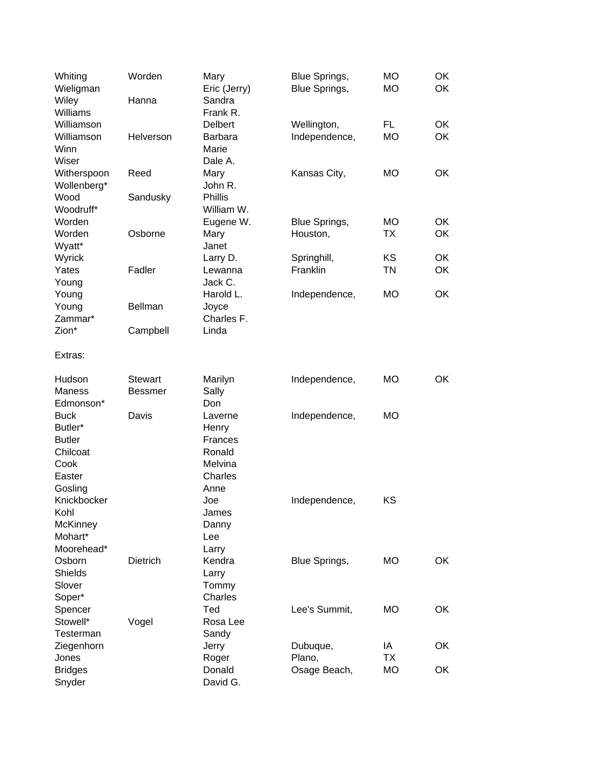| | | | | | |
|---|---|---|---|---|---|
| Whiting | Worden | Mary | Blue Springs, | MO | OK |
| Wieligman | | Eric (Jerry) | Blue Springs, | MO | OK |
| Wiley | Hanna | Sandra | | | |
| Williams | | Frank R. | | | |
| Williamson | | Delbert | Wellington, | FL | OK |
| Williamson | Helverson | Barbara | Independence, | MO | OK |
| Winn | | Marie | | | |
| Wiser | | Dale A. | | | |
| Witherspoon | Reed | Mary | Kansas City, | MO | OK |
| Wollenberg* | | John R. | | | |
| Wood | Sandusky | Phillis | | | |
| Woodruff* | | William W. | | | |
| Worden | | Eugene W. | Blue Springs, | MO | OK |
| Worden | Osborne | Mary | Houston, | TX | OK |
| Wyatt* | | Janet | | | |
| Wyrick | | Larry D. | Springhill, | KS | OK |
| Yates | Fadler | Lewanna | Franklin | TN | OK |
| Young | | Jack C. | | | |
| Young | | Harold L. | Independence, | MO | OK |
| Young | Bellman | Joyce | | | |
| Zammar* | | Charles F. | | | |
| Zion* | Campbell | Linda | | | |

Extras:

| | | | | | |
|---|---|---|---|---|---|
| Hudson | Stewart | Marilyn | Independence, | MO | OK |
| Maness | Bessmer | Sally | | | |
| Edmonson* | | Don | | | |
| Buck | Davis | Laverne | Independence, | MO | |
| Butler* | | Henry | | | |
| Butler | | Frances | | | |
| Chilcoat | | Ronald | | | |
| Cook | | Melvina | | | |
| Easter | | Charles | | | |
| Gosling | | Anne | | | |
| Knickbocker | | Joe | Independence, | KS | |
| Kohl | | James | | | |
| McKinney | | Danny | | | |
| Mohart* | | Lee | | | |
| Moorehead* | | Larry | | | |
| Osborn | Dietrich | Kendra | Blue Springs, | MO | OK |
| Shields | | Larry | | | |
| Slover | | Tommy | | | |
| Soper* | | Charles | | | |
| Spencer | | Ted | Lee's Summit, | MO | OK |
| Stowell* | Vogel | Rosa Lee | | | |
| Testerman | | Sandy | | | |
| Ziegenhorn | | Jerry | Dubuque, | IA | OK |
| Jones | | Roger | Plano, | TX | |
| Bridges | | Donald | Osage Beach, | MO | OK |
| Snyder | | David G. | | | |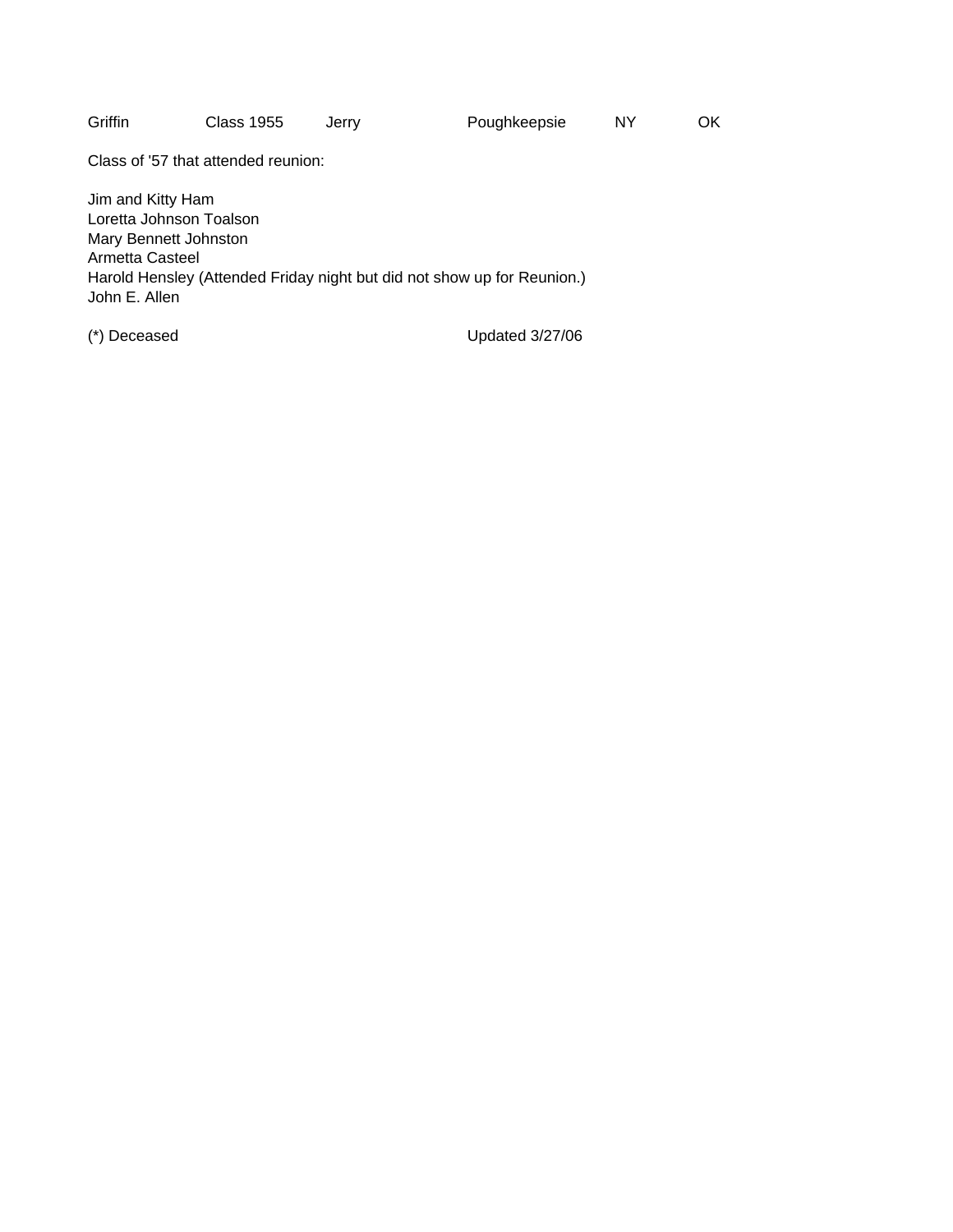| | | | | | |
|---|---|---|---|---|---|
| Griffin | Class 1955 | Jerry | Poughkeepsie | NY | OK |

Class of '57 that attended reunion:

Jim and Kitty Ham
Loretta Johnson Toalson
Mary Bennett Johnston
Armetta Casteel
Harold Hensley (Attended Friday night but did not show up for Reunion.)
John E. Allen

(*) Deceased

Updated 3/27/06